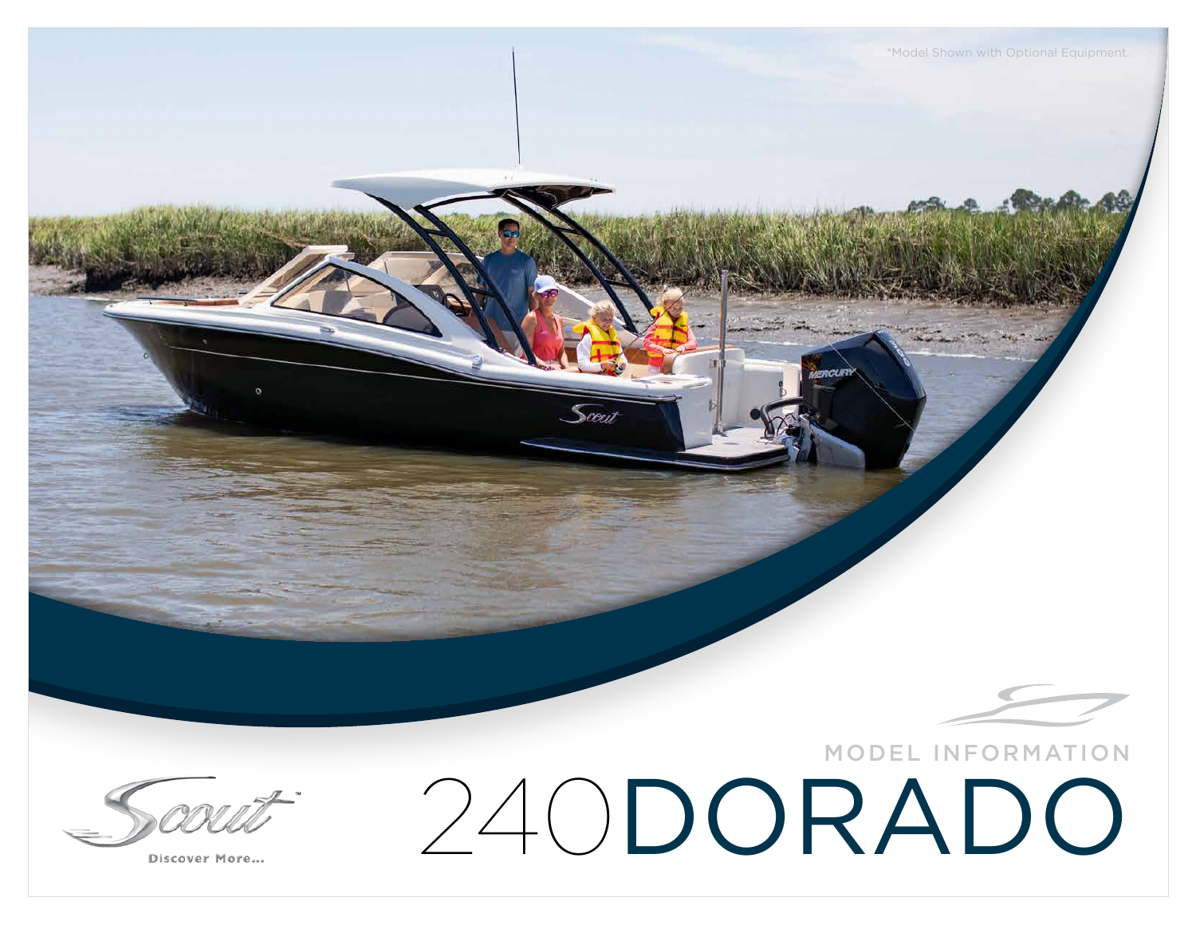*Model Shown with Optional Equipment.

MODEL INFORMATION

# 240DORADO

Scout™

Discover More...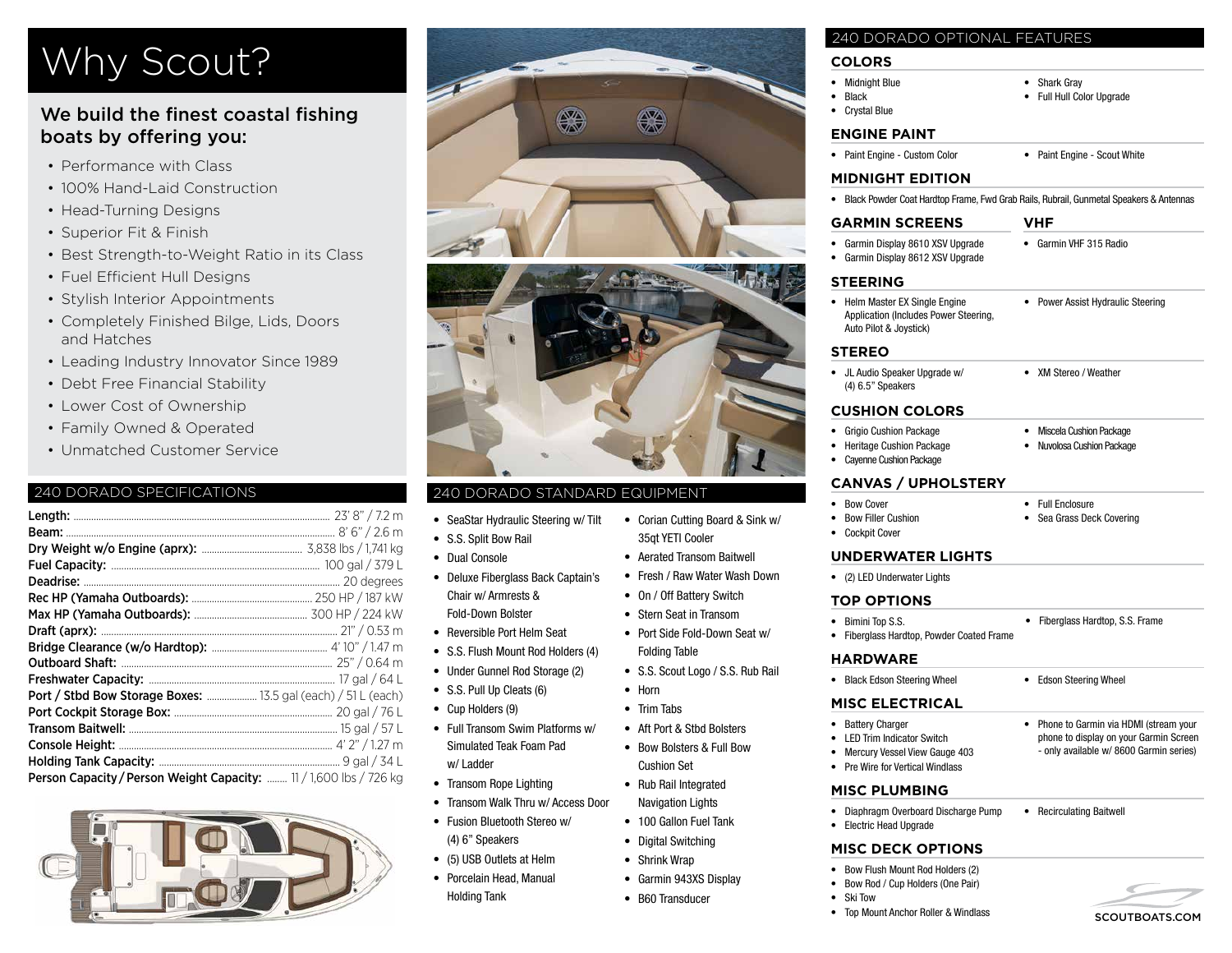# Why Scout?

## We build the finest coastal fishing boats by offering you:

- Performance with Class
- 100% Hand-Laid Construction
- Head-Turning Designs
- Superior Fit & Finish
- Best Strength-to-Weight Ratio in its Class
- Fuel Efficient Hull Designs
- Stylish Interior Appointments
- Completely Finished Bilge, Lids, Doors and Hatches
- Leading Industry Innovator Since 1989
- Debt Free Financial Stability
- Lower Cost of Ownership
- Family Owned & Operated
- Unmatched Customer Service

## 240 DORADO SPECIFICATIONS

| | |
|---|---|
| Length: | 23' 8" / 7.2 m |
| Beam: | 8' 6" / 2.6 m |
| Dry Weight w/o Engine (aprx): | 3,838 lbs / 1,741 kg |
| Fuel Capacity: | 100 gal / 379 L |
| Deadrise: | 20 degrees |
| Rec HP (Yamaha Outboards): | 250 HP / 187 kW |
| Max HP (Yamaha Outboards): | 300 HP / 224 kW |
| Draft (aprx): | 21" / 0.53 m |
| Bridge Clearance (w/o Hardtop): | 4' 10" / 1.47 m |
| Outboard Shaft: | 25" / 0.64 m |
| Freshwater Capacity: | 17 gal / 64 L |
| Port / Stbd Bow Storage Boxes: | 13.5 gal (each) / 51 L (each) |
| Port Cockpit Storage Box: | 20 gal / 76 L |
| Transom Baitwell: | 15 gal / 57 L |
| Console Height: | 4' 2" / 1.27 m |
| Holding Tank Capacity: | 9 gal / 34 L |
| Person Capacity / Person Weight Capacity: | 11 / 1,600 lbs / 726 kg |

## 240 DORADO STANDARD EQUIPMENT

- SeaStar Hydraulic Steering w/ Tilt
- S.S. Split Bow Rail
- Dual Console
- Deluxe Fiberglass Back Captain's Chair w/ Armrests & Fold-Down Bolster
- Reversible Port Helm Seat
- S.S. Flush Mount Rod Holders (4)
- Under Gunnel Rod Storage (2)
- S.S. Pull Up Cleats (6)
- Cup Holders (9)
- Full Transom Swim Platforms w/ Simulated Teak Foam Pad w/ Ladder
- Transom Rope Lighting
- Transom Walk Thru w/ Access Door
- Fusion Bluetooth Stereo w/ (4) 6" Speakers
- (5) USB Outlets at Helm
- Porcelain Head, Manual Holding Tank
- Corian Cutting Board & Sink w/ 35qt YETI Cooler
- Aerated Transom Baitwell
- Fresh / Raw Water Wash Down
- On / Off Battery Switch
- Stern Seat in Transom
- Port Side Fold-Down Seat w/ Folding Table
- S.S. Scout Logo / S.S. Rub Rail
- Horn
- Trim Tabs
- Aft Port & Stbd Bolsters
- Bow Bolsters & Full Bow Cushion Set
- Rub Rail Integrated Navigation Lights
- 100 Gallon Fuel Tank
- Digital Switching
- Shrink Wrap
- Garmin 943XS Display
- B60 Transducer

## 240 DORADO OPTIONAL FEATURES

### COLORS

- Midnight Blue
- Black
- Crystal Blue
- Shark Gray
- Full Hull Color Upgrade

### ENGINE PAINT

- Paint Engine - Custom Color
- Paint Engine - Scout White

### MIDNIGHT EDITION

- Black Powder Coat Hardtop Frame, Fwd Grab Rails, Rubrail, Gunmetal Speakers & Antennas

### GARMIN SCREENS

- Garmin Display 8610 XSV Upgrade
- Garmin Display 8612 XSV Upgrade

### VHF

- Garmin VHF 315 Radio

### STEERING

- Helm Master EX Single Engine Application (Includes Power Steering, Auto Pilot & Joystick)
- Power Assist Hydraulic Steering

### STEREO

- JL Audio Speaker Upgrade w/ (4) 6.5" Speakers
- XM Stereo / Weather

### CUSHION COLORS

- Grigio Cushion Package
- Heritage Cushion Package
- Cayenne Cushion Package
- Miscela Cushion Package
- Nuvolosa Cushion Package

### CANVAS / UPHOLSTERY

- Bow Cover
- Bow Filler Cushion
- Cockpit Cover
- Full Enclosure
- Sea Grass Deck Covering

### UNDERWATER LIGHTS

- (2) LED Underwater Lights

### TOP OPTIONS

- Bimini Top S.S.
- Fiberglass Hardtop, Powder Coated Frame
- Fiberglass Hardtop, S.S. Frame

### HARDWARE

- Black Edson Steering Wheel
- Edson Steering Wheel

### MISC ELECTRICAL

- Battery Charger
- LED Trim Indicator Switch
- Mercury Vessel View Gauge 403
- Pre Wire for Vertical Windlass
- Phone to Garmin via HDMI (stream your phone to display on your Garmin Screen - only available w/ 8600 Garmin series)

### MISC PLUMBING

- Diaphragm Overboard Discharge Pump
- Electric Head Upgrade
- Recirculating Baitwell

### MISC DECK OPTIONS

- Bow Flush Mount Rod Holders (2)
- Bow Rod / Cup Holders (One Pair)
- Ski Tow
- Top Mount Anchor Roller & Windlass

SCOUTBOATS.COM